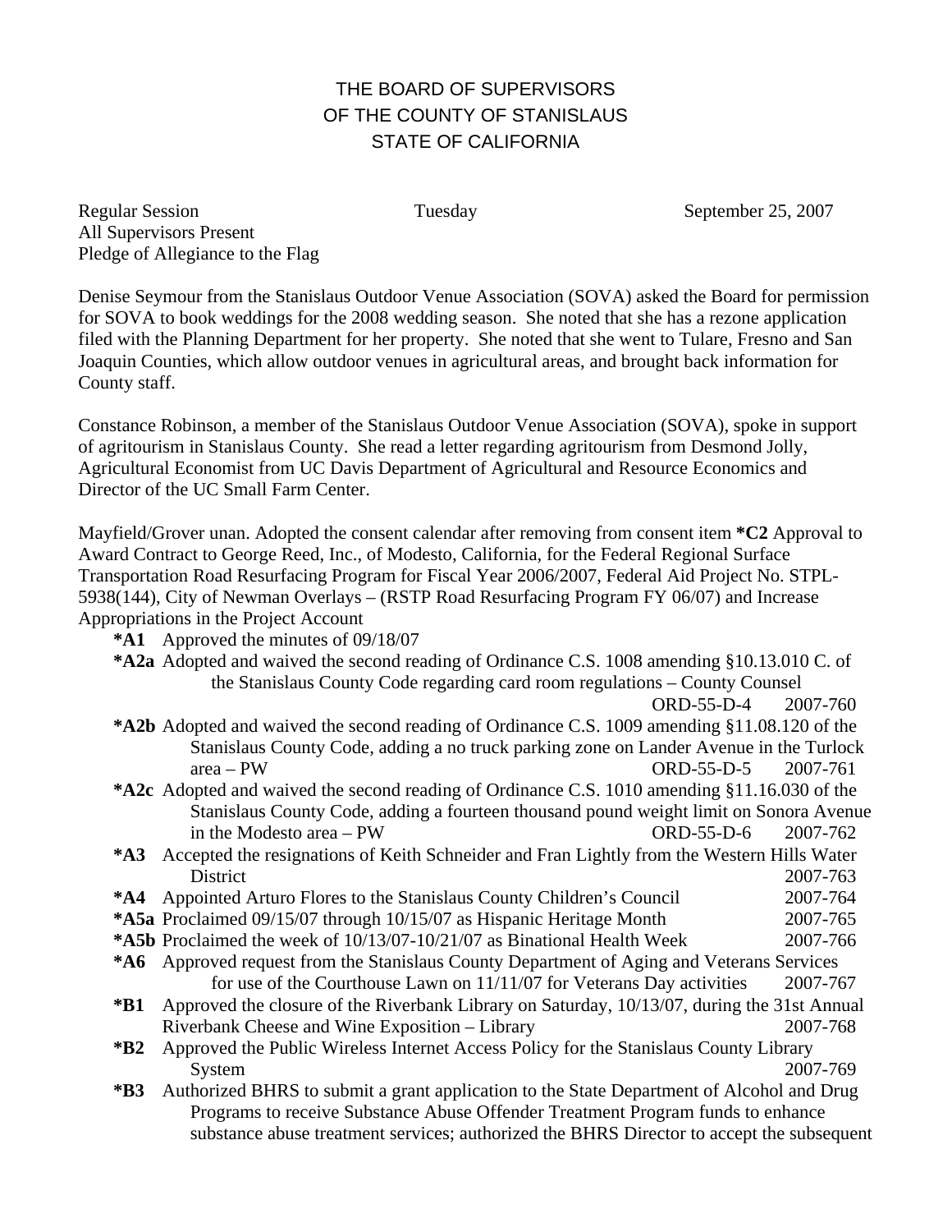# THE BOARD OF SUPERVISORS
# OF THE COUNTY OF STANISLAUS
# STATE OF CALIFORNIA

Regular Session Tuesday September 25, 2007
All Supervisors Present
Pledge of Allegiance to the Flag

Denise Seymour from the Stanislaus Outdoor Venue Association (SOVA) asked the Board for permission for SOVA to book weddings for the 2008 wedding season. She noted that she has a rezone application filed with the Planning Department for her property. She noted that she went to Tulare, Fresno and San Joaquin Counties, which allow outdoor venues in agricultural areas, and brought back information for County staff.

Constance Robinson, a member of the Stanislaus Outdoor Venue Association (SOVA), spoke in support of agritourism in Stanislaus County. She read a letter regarding agritourism from Desmond Jolly, Agricultural Economist from UC Davis Department of Agricultural and Resource Economics and Director of the UC Small Farm Center.

Mayfield/Grover unan. Adopted the consent calendar after removing from consent item **\*C2** Approval to Award Contract to George Reed, Inc., of Modesto, California, for the Federal Regional Surface Transportation Road Resurfacing Program for Fiscal Year 2006/2007, Federal Aid Project No. STPL-5938(144), City of Newman Overlays – (RSTP Road Resurfacing Program FY 06/07) and Increase Appropriations in the Project Account

- **\*A1** Approved the minutes of 09/18/07
- **\*A2a** Adopted and waived the second reading of Ordinance C.S. 1008 amending §10.13.010 C. of the Stanislaus County Code regarding card room regulations – County Counsel ORD-55-D-4 2007-760
- **\*A2b** Adopted and waived the second reading of Ordinance C.S. 1009 amending §11.08.120 of the Stanislaus County Code, adding a no truck parking zone on Lander Avenue in the Turlock area – PW ORD-55-D-5 2007-761
- **\*A2c** Adopted and waived the second reading of Ordinance C.S. 1010 amending §11.16.030 of the Stanislaus County Code, adding a fourteen thousand pound weight limit on Sonora Avenue in the Modesto area – PW ORD-55-D-6 2007-762
- **\*A3** Accepted the resignations of Keith Schneider and Fran Lightly from the Western Hills Water District 2007-763
- **\*A4** Appointed Arturo Flores to the Stanislaus County Children's Council 2007-764
- **\*A5a** Proclaimed 09/15/07 through 10/15/07 as Hispanic Heritage Month 2007-765
- **\*A5b** Proclaimed the week of 10/13/07-10/21/07 as Binational Health Week 2007-766
- **\*A6** Approved request from the Stanislaus County Department of Aging and Veterans Services for use of the Courthouse Lawn on 11/11/07 for Veterans Day activities 2007-767
- **\*B1** Approved the closure of the Riverbank Library on Saturday, 10/13/07, during the 31st Annual Riverbank Cheese and Wine Exposition – Library 2007-768
- **\*B2** Approved the Public Wireless Internet Access Policy for the Stanislaus County Library System 2007-769
- **\*B3** Authorized BHRS to submit a grant application to the State Department of Alcohol and Drug Programs to receive Substance Abuse Offender Treatment Program funds to enhance substance abuse treatment services; authorized the BHRS Director to accept the subsequent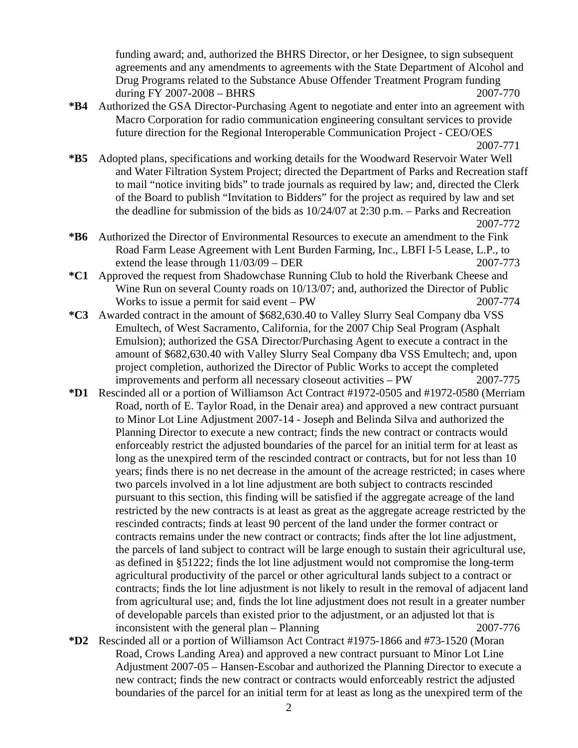funding award; and, authorized the BHRS Director, or her Designee, to sign subsequent agreements and any amendments to agreements with the State Department of Alcohol and Drug Programs related to the Substance Abuse Offender Treatment Program funding during FY 2007-2008 – BHRS 2007-770

**\*B4** Authorized the GSA Director-Purchasing Agent to negotiate and enter into an agreement with Macro Corporation for radio communication engineering consultant services to provide future direction for the Regional Interoperable Communication Project - CEO/OES 2007-771

**\*B5** Adopted plans, specifications and working details for the Woodward Reservoir Water Well and Water Filtration System Project; directed the Department of Parks and Recreation staff to mail "notice inviting bids" to trade journals as required by law; and, directed the Clerk of the Board to publish "Invitation to Bidders" for the project as required by law and set the deadline for submission of the bids as 10/24/07 at 2:30 p.m. – Parks and Recreation 2007-772

**\*B6** Authorized the Director of Environmental Resources to execute an amendment to the Fink Road Farm Lease Agreement with Lent Burden Farming, Inc., LBFI I-5 Lease, L.P., to extend the lease through 11/03/09 – DER 2007-773

**\*C1** Approved the request from Shadowchase Running Club to hold the Riverbank Cheese and Wine Run on several County roads on 10/13/07; and, authorized the Director of Public Works to issue a permit for said event – PW 2007-774

**\*C3** Awarded contract in the amount of $682,630.40 to Valley Slurry Seal Company dba VSS Emultech, of West Sacramento, California, for the 2007 Chip Seal Program (Asphalt Emulsion); authorized the GSA Director/Purchasing Agent to execute a contract in the amount of $682,630.40 with Valley Slurry Seal Company dba VSS Emultech; and, upon project completion, authorized the Director of Public Works to accept the completed improvements and perform all necessary closeout activities – PW 2007-775

**\*D1** Rescinded all or a portion of Williamson Act Contract #1972-0505 and #1972-0580 (Merriam Road, north of E. Taylor Road, in the Denair area) and approved a new contract pursuant to Minor Lot Line Adjustment 2007-14 - Joseph and Belinda Silva and authorized the Planning Director to execute a new contract; finds the new contract or contracts would enforceably restrict the adjusted boundaries of the parcel for an initial term for at least as long as the unexpired term of the rescinded contract or contracts, but for not less than 10 years; finds there is no net decrease in the amount of the acreage restricted; in cases where two parcels involved in a lot line adjustment are both subject to contracts rescinded pursuant to this section, this finding will be satisfied if the aggregate acreage of the land restricted by the new contracts is at least as great as the aggregate acreage restricted by the rescinded contracts; finds at least 90 percent of the land under the former contract or contracts remains under the new contract or contracts; finds after the lot line adjustment, the parcels of land subject to contract will be large enough to sustain their agricultural use, as defined in §51222; finds the lot line adjustment would not compromise the long-term agricultural productivity of the parcel or other agricultural lands subject to a contract or contracts; finds the lot line adjustment is not likely to result in the removal of adjacent land from agricultural use; and, finds the lot line adjustment does not result in a greater number of developable parcels than existed prior to the adjustment, or an adjusted lot that is inconsistent with the general plan – Planning 2007-776

**\*D2** Rescinded all or a portion of Williamson Act Contract #1975-1866 and #73-1520 (Moran Road, Crows Landing Area) and approved a new contract pursuant to Minor Lot Line Adjustment 2007-05 – Hansen-Escobar and authorized the Planning Director to execute a new contract; finds the new contract or contracts would enforceably restrict the adjusted boundaries of the parcel for an initial term for at least as long as the unexpired term of the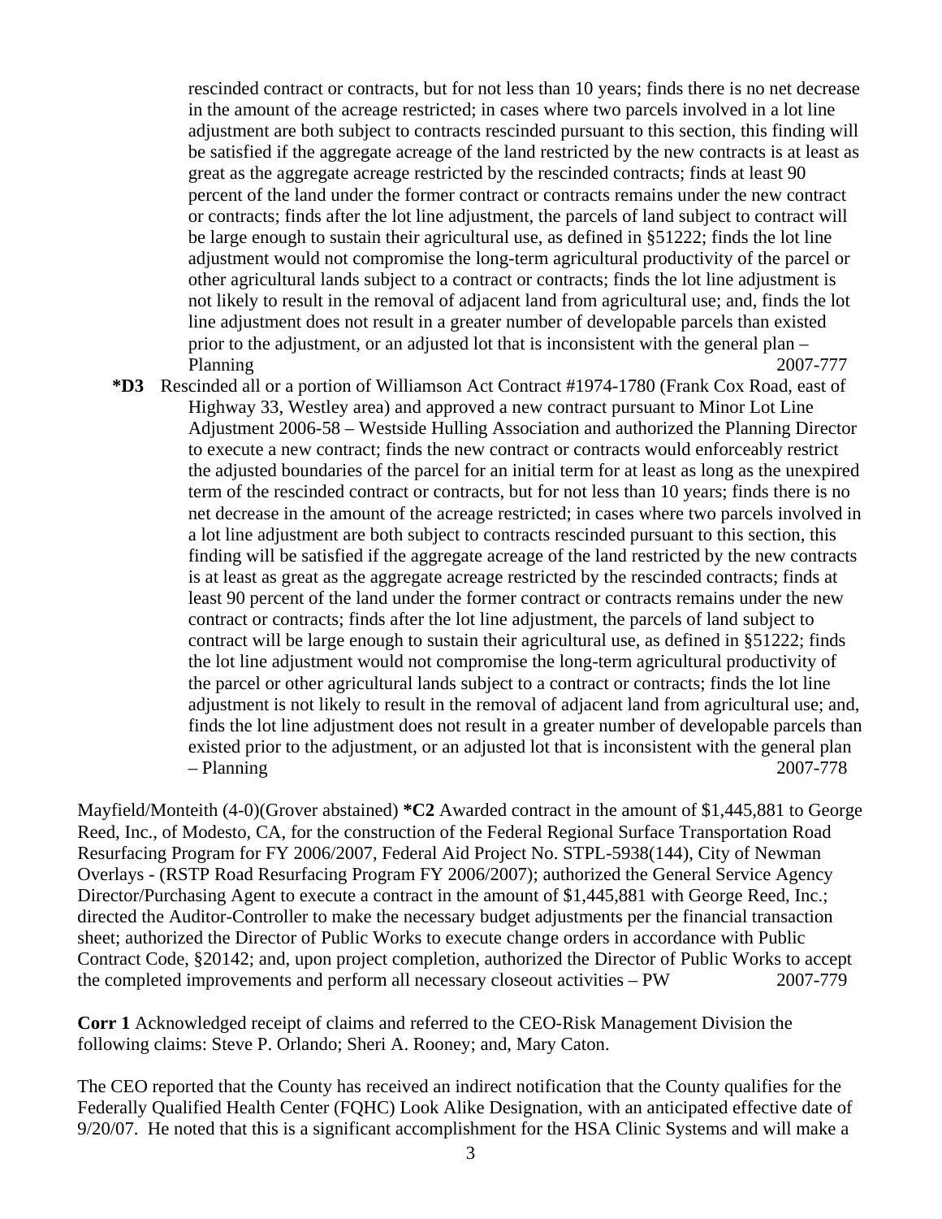rescinded contract or contracts, but for not less than 10 years; finds there is no net decrease in the amount of the acreage restricted; in cases where two parcels involved in a lot line adjustment are both subject to contracts rescinded pursuant to this section, this finding will be satisfied if the aggregate acreage of the land restricted by the new contracts is at least as great as the aggregate acreage restricted by the rescinded contracts; finds at least 90 percent of the land under the former contract or contracts remains under the new contract or contracts; finds after the lot line adjustment, the parcels of land subject to contract will be large enough to sustain their agricultural use, as defined in §51222; finds the lot line adjustment would not compromise the long-term agricultural productivity of the parcel or other agricultural lands subject to a contract or contracts; finds the lot line adjustment is not likely to result in the removal of adjacent land from agricultural use; and, finds the lot line adjustment does not result in a greater number of developable parcels than existed prior to the adjustment, or an adjusted lot that is inconsistent with the general plan – Planning 2007-777

**\*D3** Rescinded all or a portion of Williamson Act Contract #1974-1780 (Frank Cox Road, east of Highway 33, Westley area) and approved a new contract pursuant to Minor Lot Line Adjustment 2006-58 – Westside Hulling Association and authorized the Planning Director to execute a new contract; finds the new contract or contracts would enforceably restrict the adjusted boundaries of the parcel for an initial term for at least as long as the unexpired term of the rescinded contract or contracts, but for not less than 10 years; finds there is no net decrease in the amount of the acreage restricted; in cases where two parcels involved in a lot line adjustment are both subject to contracts rescinded pursuant to this section, this finding will be satisfied if the aggregate acreage of the land restricted by the new contracts is at least as great as the aggregate acreage restricted by the rescinded contracts; finds at least 90 percent of the land under the former contract or contracts remains under the new contract or contracts; finds after the lot line adjustment, the parcels of land subject to contract will be large enough to sustain their agricultural use, as defined in §51222; finds the lot line adjustment would not compromise the long-term agricultural productivity of the parcel or other agricultural lands subject to a contract or contracts; finds the lot line adjustment is not likely to result in the removal of adjacent land from agricultural use; and, finds the lot line adjustment does not result in a greater number of developable parcels than existed prior to the adjustment, or an adjusted lot that is inconsistent with the general plan – Planning 2007-778

Mayfield/Monteith (4-0)(Grover abstained) **\*C2** Awarded contract in the amount of $1,445,881 to George Reed, Inc., of Modesto, CA, for the construction of the Federal Regional Surface Transportation Road Resurfacing Program for FY 2006/2007, Federal Aid Project No. STPL-5938(144), City of Newman Overlays - (RSTP Road Resurfacing Program FY 2006/2007); authorized the General Service Agency Director/Purchasing Agent to execute a contract in the amount of $1,445,881 with George Reed, Inc.; directed the Auditor-Controller to make the necessary budget adjustments per the financial transaction sheet; authorized the Director of Public Works to execute change orders in accordance with Public Contract Code, §20142; and, upon project completion, authorized the Director of Public Works to accept the completed improvements and perform all necessary closeout activities – PW 2007-779

**Corr 1** Acknowledged receipt of claims and referred to the CEO-Risk Management Division the following claims: Steve P. Orlando; Sheri A. Rooney; and, Mary Caton.

The CEO reported that the County has received an indirect notification that the County qualifies for the Federally Qualified Health Center (FQHC) Look Alike Designation, with an anticipated effective date of 9/20/07. He noted that this is a significant accomplishment for the HSA Clinic Systems and will make a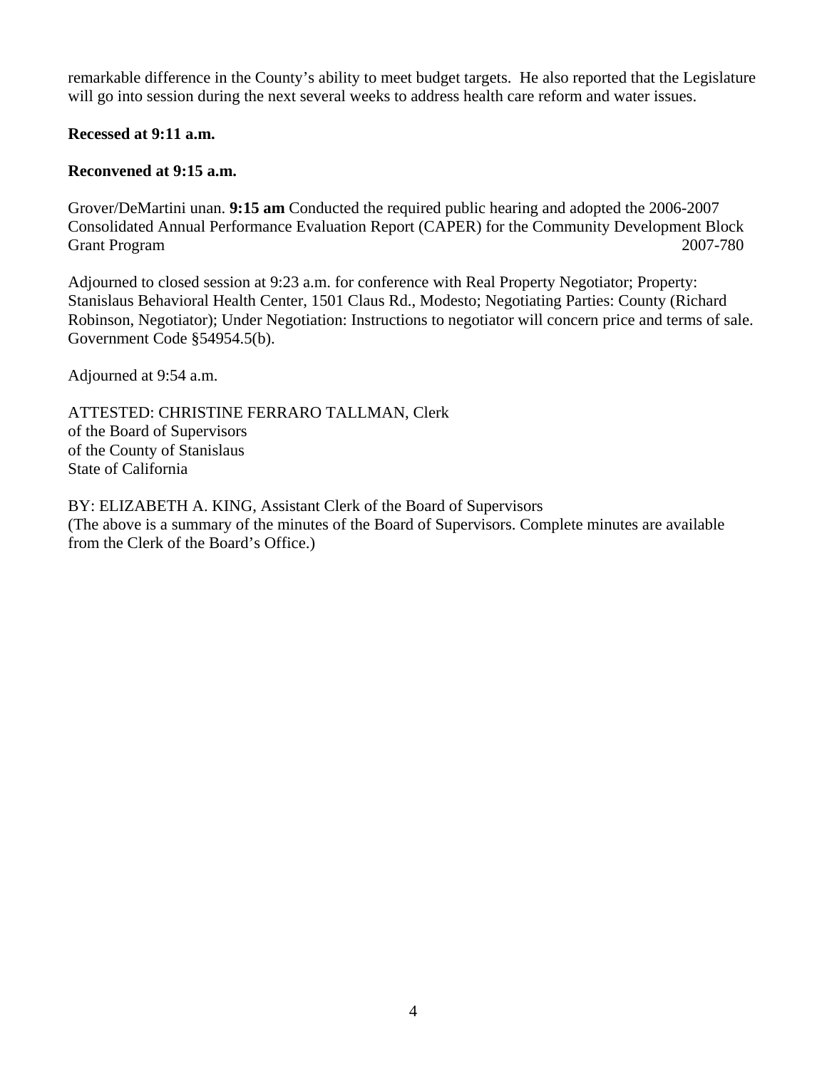remarkable difference in the County's ability to meet budget targets. He also reported that the Legislature will go into session during the next several weeks to address health care reform and water issues.

**Recessed at 9:11 a.m.**

**Reconvened at 9:15 a.m.**

Grover/DeMartini unan. **9:15 am** Conducted the required public hearing and adopted the 2006-2007 Consolidated Annual Performance Evaluation Report (CAPER) for the Community Development Block Grant Program 2007-780

Adjourned to closed session at 9:23 a.m. for conference with Real Property Negotiator; Property: Stanislaus Behavioral Health Center, 1501 Claus Rd., Modesto; Negotiating Parties: County (Richard Robinson, Negotiator); Under Negotiation: Instructions to negotiator will concern price and terms of sale. Government Code §54954.5(b).

Adjourned at 9:54 a.m.

ATTESTED: CHRISTINE FERRARO TALLMAN, Clerk
of the Board of Supervisors
of the County of Stanislaus
State of California

BY: ELIZABETH A. KING, Assistant Clerk of the Board of Supervisors
(The above is a summary of the minutes of the Board of Supervisors. Complete minutes are available from the Clerk of the Board's Office.)